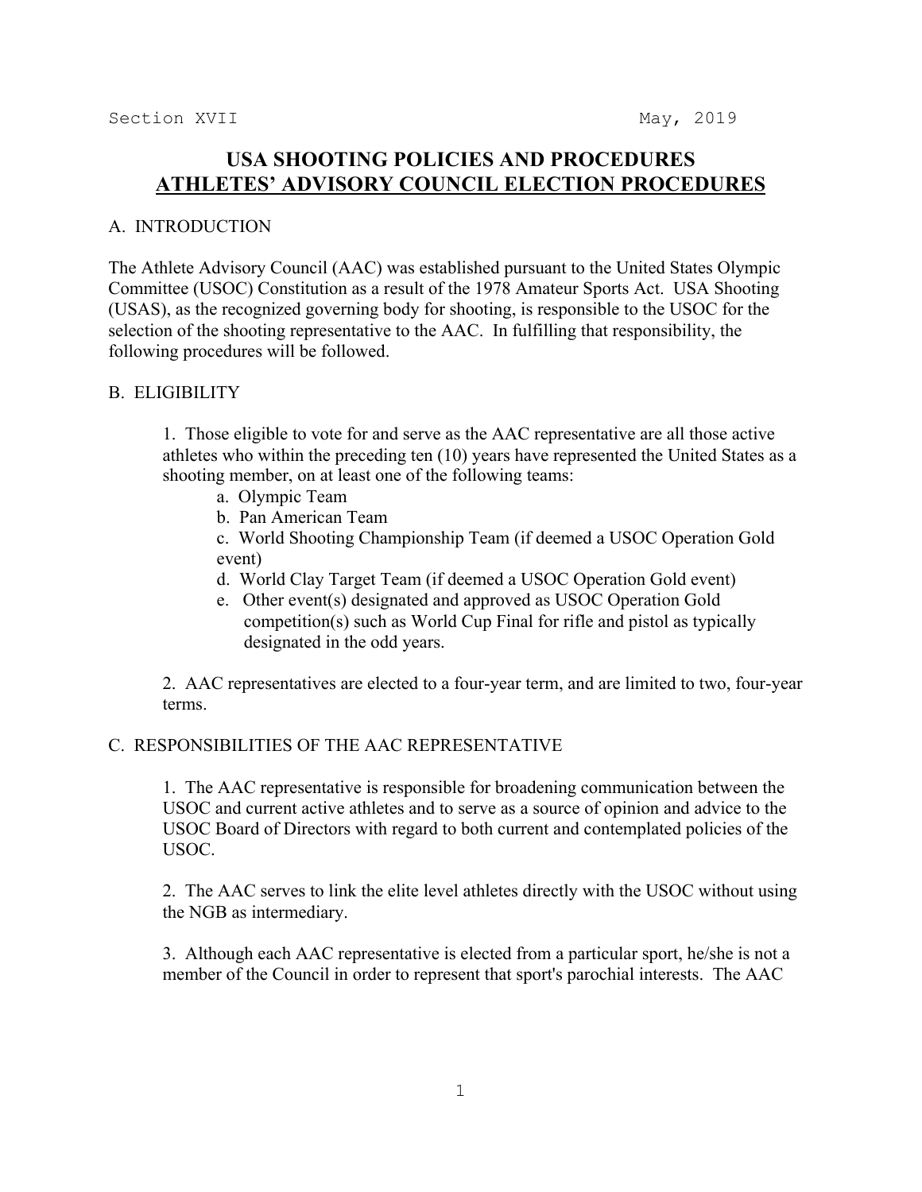Section XVII May, 2019

# USA SHOOTING POLICIES AND PROCEDURES
## ATHLETES' ADVISORY COUNCIL ELECTION PROCEDURES

### A. INTRODUCTION

The Athlete Advisory Council (AAC) was established pursuant to the United States Olympic Committee (USOC) Constitution as a result of the 1978 Amateur Sports Act. USA Shooting (USAS), as the recognized governing body for shooting, is responsible to the USOC for the selection of the shooting representative to the AAC. In fulfilling that responsibility, the following procedures will be followed.

### B. ELIGIBILITY

1. Those eligible to vote for and serve as the AAC representative are all those active athletes who within the preceding ten (10) years have represented the United States as a shooting member, on at least one of the following teams:
   a. Olympic Team
   b. Pan American Team
   c. World Shooting Championship Team (if deemed a USOC Operation Gold event)
   d. World Clay Target Team (if deemed a USOC Operation Gold event)
   e. Other event(s) designated and approved as USOC Operation Gold competition(s) such as World Cup Final for rifle and pistol as typically designated in the odd years.

2. AAC representatives are elected to a four-year term, and are limited to two, four-year terms.

### C. RESPONSIBILITIES OF THE AAC REPRESENTATIVE

1. The AAC representative is responsible for broadening communication between the USOC and current active athletes and to serve as a source of opinion and advice to the USOC Board of Directors with regard to both current and contemplated policies of the USOC.

2. The AAC serves to link the elite level athletes directly with the USOC without using the NGB as intermediary.

3. Although each AAC representative is elected from a particular sport, he/she is not a member of the Council in order to represent that sport's parochial interests. The AAC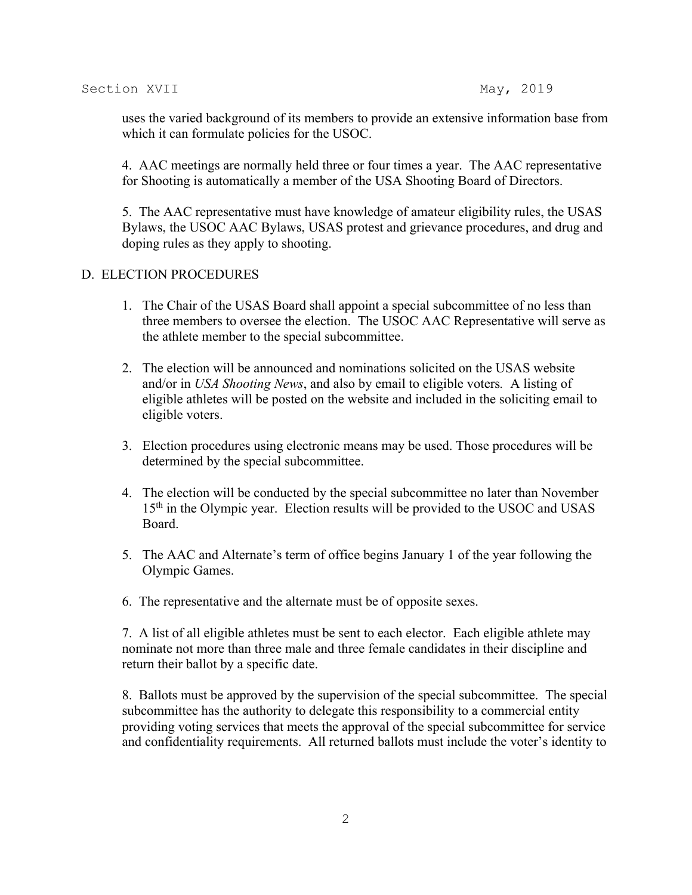uses the varied background of its members to provide an extensive information base from which it can formulate policies for the USOC.

4. AAC meetings are normally held three or four times a year. The AAC representative for Shooting is automatically a member of the USA Shooting Board of Directors.

5. The AAC representative must have knowledge of amateur eligibility rules, the USAS Bylaws, the USOC AAC Bylaws, USAS protest and grievance procedures, and drug and doping rules as they apply to shooting.

D. ELECTION PROCEDURES

1. The Chair of the USAS Board shall appoint a special subcommittee of no less than three members to oversee the election. The USOC AAC Representative will serve as the athlete member to the special subcommittee.

2. The election will be announced and nominations solicited on the USAS website and/or in *USA Shooting News*, and also by email to eligible voters. A listing of eligible athletes will be posted on the website and included in the soliciting email to eligible voters.

3. Election procedures using electronic means may be used. Those procedures will be determined by the special subcommittee.

4. The election will be conducted by the special subcommittee no later than November 15th in the Olympic year. Election results will be provided to the USOC and USAS Board.

5. The AAC and Alternate's term of office begins January 1 of the year following the Olympic Games.

6. The representative and the alternate must be of opposite sexes.

7. A list of all eligible athletes must be sent to each elector. Each eligible athlete may nominate not more than three male and three female candidates in their discipline and return their ballot by a specific date.

8. Ballots must be approved by the supervision of the special subcommittee. The special subcommittee has the authority to delegate this responsibility to a commercial entity providing voting services that meets the approval of the special subcommittee for service and confidentiality requirements. All returned ballots must include the voter's identity to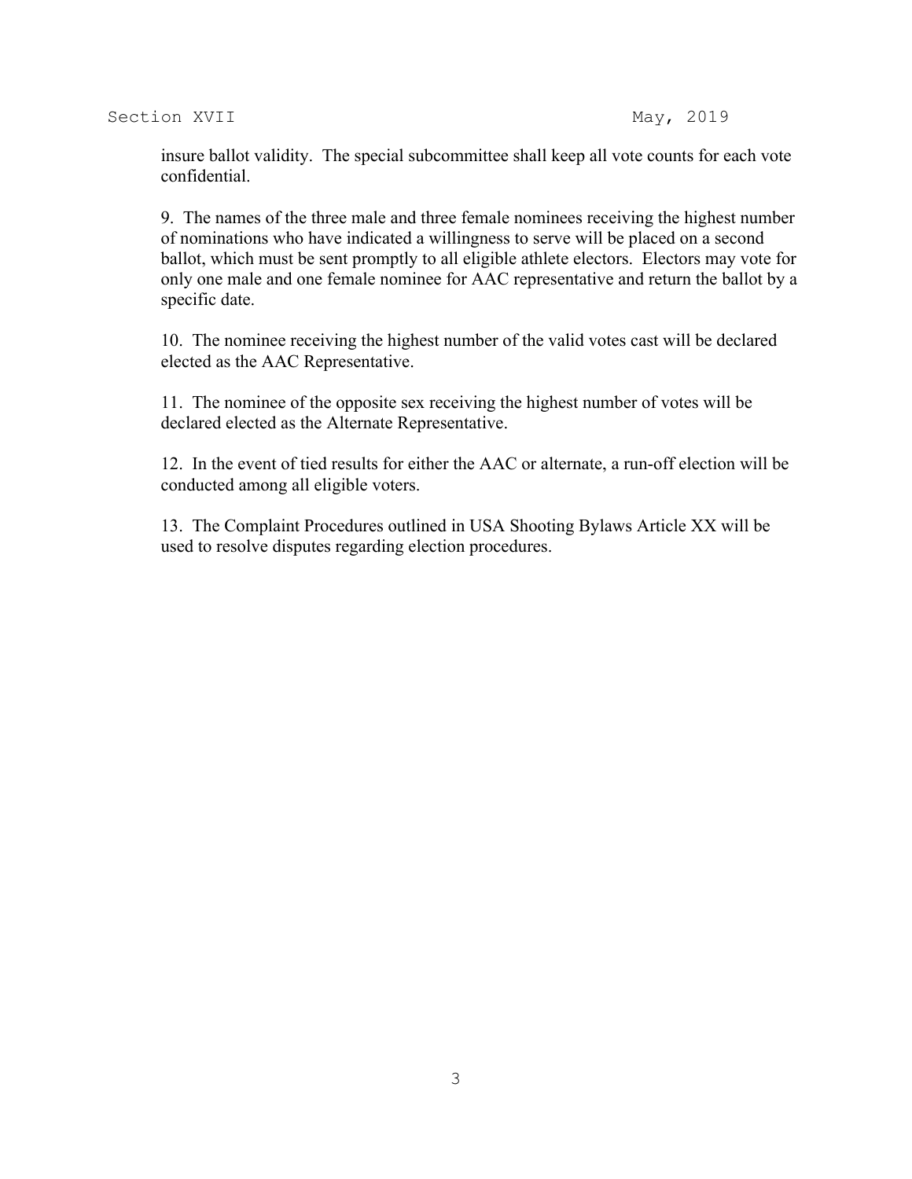insure ballot validity. The special subcommittee shall keep all vote counts for each vote confidential.

9. The names of the three male and three female nominees receiving the highest number of nominations who have indicated a willingness to serve will be placed on a second ballot, which must be sent promptly to all eligible athlete electors. Electors may vote for only one male and one female nominee for AAC representative and return the ballot by a specific date.

10. The nominee receiving the highest number of the valid votes cast will be declared elected as the AAC Representative.

11. The nominee of the opposite sex receiving the highest number of votes will be declared elected as the Alternate Representative.

12. In the event of tied results for either the AAC or alternate, a run-off election will be conducted among all eligible voters.

13. The Complaint Procedures outlined in USA Shooting Bylaws Article XX will be used to resolve disputes regarding election procedures.